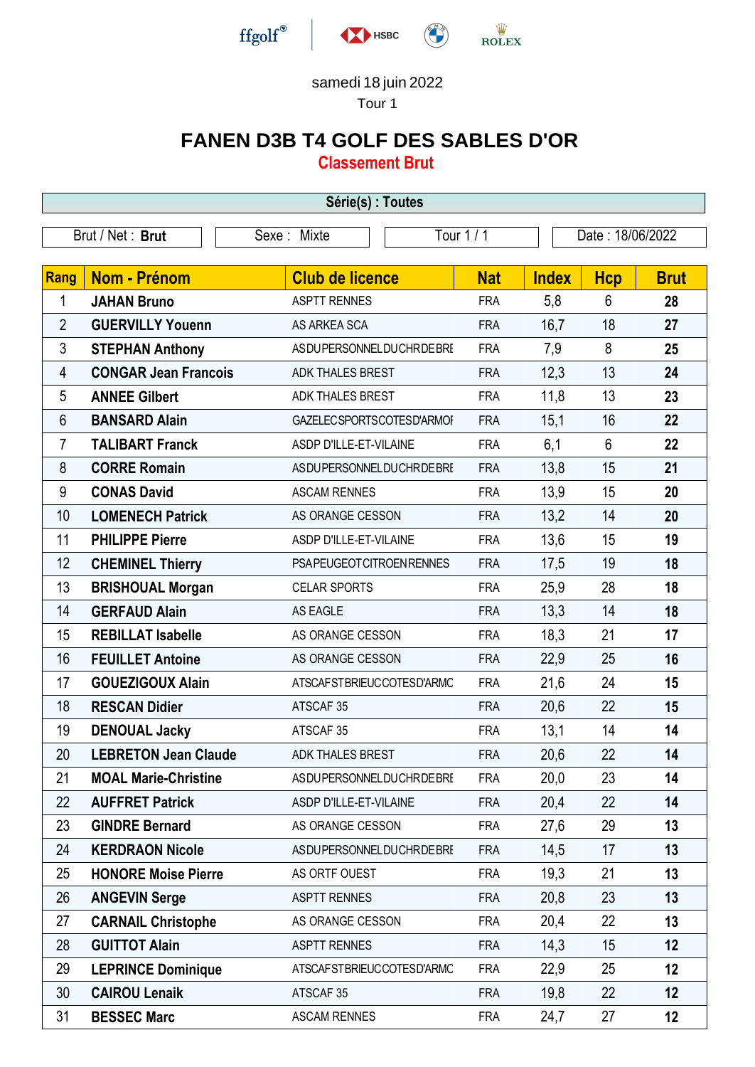samedi 18 juin 2022

Tour 1

# FANEN D3B T4 GOLF DES SABLES D'OR

## Classement Brut

**Série(s) : Toutes**

| Brut / Net : **Brut** | Sexe : Mixte | Tour 1 / 1 | Date : 18/06/2022 |
|---|---|---|---|

| Rang | Nom - Prénom | Club de licence | Nat | Index | Hcp | Brut |
|---|---|---|---|---|---|---|
| 1 | **JAHAN Bruno** | ASPTT RENNES | FRA | 5,8 | 6 | **28** |
| 2 | **GUERVILLY Youenn** | AS ARKEA SCA | FRA | 16,7 | 18 | **27** |
| 3 | **STEPHAN Anthony** | ASDUPERSONNELDUCHRDEBRE | FRA | 7,9 | 8 | **25** |
| 4 | **CONGAR Jean Francois** | ADK THALES BREST | FRA | 12,3 | 13 | **24** |
| 5 | **ANNEE Gilbert** | ADK THALES BREST | FRA | 11,8 | 13 | **23** |
| 6 | **BANSARD Alain** | GAZELECSPORTSCOTESD'ARMOR | FRA | 15,1 | 16 | **22** |
| 7 | **TALIBART Franck** | ASDP D'ILLE-ET-VILAINE | FRA | 6,1 | 6 | **22** |
| 8 | **CORRE Romain** | ASDUPERSONNELDUCHRDEBRE | FRA | 13,8 | 15 | **21** |
| 9 | **CONAS David** | ASCAM RENNES | FRA | 13,9 | 15 | **20** |
| 10 | **LOMENECH Patrick** | AS ORANGE CESSON | FRA | 13,2 | 14 | **20** |
| 11 | **PHILIPPE Pierre** | ASDP D'ILLE-ET-VILAINE | FRA | 13,6 | 15 | **19** |
| 12 | **CHEMINEL Thierry** | PSAPEUGEOTCITROENRENNES | FRA | 17,5 | 19 | **18** |
| 13 | **BRISHOUAL Morgan** | CELAR SPORTS | FRA | 25,9 | 28 | **18** |
| 14 | **GERFAUD Alain** | AS EAGLE | FRA | 13,3 | 14 | **18** |
| 15 | **REBILLAT Isabelle** | AS ORANGE CESSON | FRA | 18,3 | 21 | **17** |
| 16 | **FEUILLET Antoine** | AS ORANGE CESSON | FRA | 22,9 | 25 | **16** |
| 17 | **GOUEZIGOUX Alain** | ATSCAFSTBRIEUCCOTESD'ARMO | FRA | 21,6 | 24 | **15** |
| 18 | **RESCAN Didier** | ATSCAF 35 | FRA | 20,6 | 22 | **15** |
| 19 | **DENOUAL Jacky** | ATSCAF 35 | FRA | 13,1 | 14 | **14** |
| 20 | **LEBRETON Jean Claude** | ADK THALES BREST | FRA | 20,6 | 22 | **14** |
| 21 | **MOAL Marie-Christine** | ASDUPERSONNELDUCHRDEBRE | FRA | 20,0 | 23 | **14** |
| 22 | **AUFFRET Patrick** | ASDP D'ILLE-ET-VILAINE | FRA | 20,4 | 22 | **14** |
| 23 | **GINDRE Bernard** | AS ORANGE CESSON | FRA | 27,6 | 29 | **13** |
| 24 | **KERDRAON Nicole** | ASDUPERSONNELDUCHRDEBRE | FRA | 14,5 | 17 | **13** |
| 25 | **HONORE Moise Pierre** | AS ORTF OUEST | FRA | 19,3 | 21 | **13** |
| 26 | **ANGEVIN Serge** | ASPTT RENNES | FRA | 20,8 | 23 | **13** |
| 27 | **CARNAIL Christophe** | AS ORANGE CESSON | FRA | 20,4 | 22 | **13** |
| 28 | **GUITTOT Alain** | ASPTT RENNES | FRA | 14,3 | 15 | **12** |
| 29 | **LEPRINCE Dominique** | ATSCAFSTBRIEUCCOTESD'ARMO | FRA | 22,9 | 25 | **12** |
| 30 | **CAIROU Lenaik** | ATSCAF 35 | FRA | 19,8 | 22 | **12** |
| 31 | **BESSEC Marc** | ASCAM RENNES | FRA | 24,7 | 27 | **12** |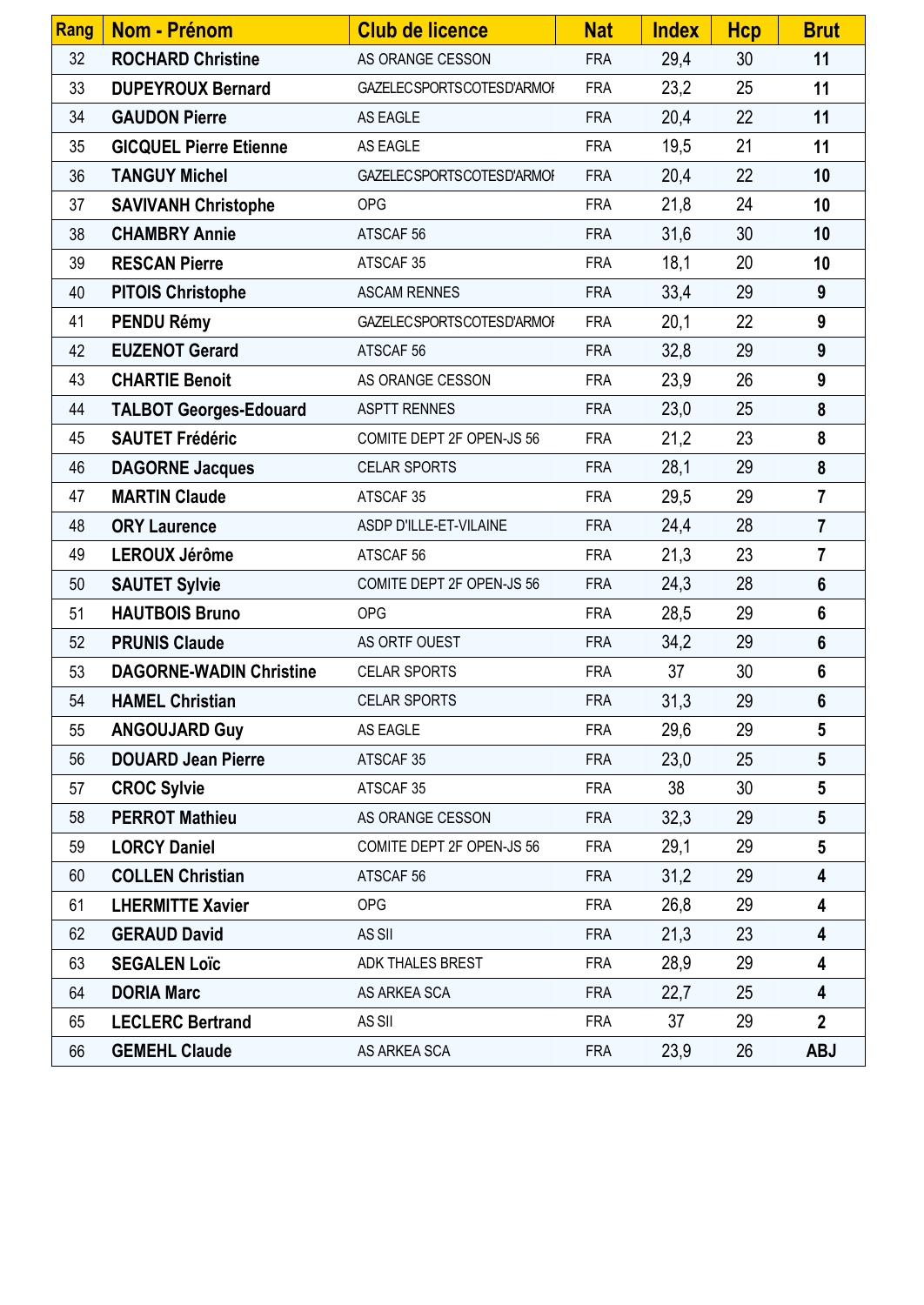| Rang | Nom - Prénom | Club de licence | Nat | Index | Hcp | Brut |
|---|---|---|---|---|---|---|
| 32 | **ROCHARD Christine** | AS ORANGE CESSON | FRA | 29,4 | 30 | **11** |
| 33 | **DUPEYROUX Bernard** | GAZELECSPORTSCOTESD'ARMOI | FRA | 23,2 | 25 | **11** |
| 34 | **GAUDON Pierre** | AS EAGLE | FRA | 20,4 | 22 | **11** |
| 35 | **GICQUEL Pierre Etienne** | AS EAGLE | FRA | 19,5 | 21 | **11** |
| 36 | **TANGUY Michel** | GAZELECSPORTSCOTESD'ARMOI | FRA | 20,4 | 22 | **10** |
| 37 | **SAVIVANH Christophe** | OPG | FRA | 21,8 | 24 | **10** |
| 38 | **CHAMBRY Annie** | ATSCAF 56 | FRA | 31,6 | 30 | **10** |
| 39 | **RESCAN Pierre** | ATSCAF 35 | FRA | 18,1 | 20 | **10** |
| 40 | **PITOIS Christophe** | ASCAM RENNES | FRA | 33,4 | 29 | **9** |
| 41 | **PENDU Rémy** | GAZELECSPORTSCOTESD'ARMOI | FRA | 20,1 | 22 | **9** |
| 42 | **EUZENOT Gerard** | ATSCAF 56 | FRA | 32,8 | 29 | **9** |
| 43 | **CHARTIE Benoit** | AS ORANGE CESSON | FRA | 23,9 | 26 | **9** |
| 44 | **TALBOT Georges-Edouard** | ASPTT RENNES | FRA | 23,0 | 25 | **8** |
| 45 | **SAUTET Frédéric** | COMITE DEPT 2F OPEN-JS 56 | FRA | 21,2 | 23 | **8** |
| 46 | **DAGORNE Jacques** | CELAR SPORTS | FRA | 28,1 | 29 | **8** |
| 47 | **MARTIN Claude** | ATSCAF 35 | FRA | 29,5 | 29 | **7** |
| 48 | **ORY Laurence** | ASDP D'ILLE-ET-VILAINE | FRA | 24,4 | 28 | **7** |
| 49 | **LEROUX Jérôme** | ATSCAF 56 | FRA | 21,3 | 23 | **7** |
| 50 | **SAUTET Sylvie** | COMITE DEPT 2F OPEN-JS 56 | FRA | 24,3 | 28 | **6** |
| 51 | **HAUTBOIS Bruno** | OPG | FRA | 28,5 | 29 | **6** |
| 52 | **PRUNIS Claude** | AS ORTF OUEST | FRA | 34,2 | 29 | **6** |
| 53 | **DAGORNE-WADIN Christine** | CELAR SPORTS | FRA | 37 | 30 | **6** |
| 54 | **HAMEL Christian** | CELAR SPORTS | FRA | 31,3 | 29 | **6** |
| 55 | **ANGOUJARD Guy** | AS EAGLE | FRA | 29,6 | 29 | **5** |
| 56 | **DOUARD Jean Pierre** | ATSCAF 35 | FRA | 23,0 | 25 | **5** |
| 57 | **CROC Sylvie** | ATSCAF 35 | FRA | 38 | 30 | **5** |
| 58 | **PERROT Mathieu** | AS ORANGE CESSON | FRA | 32,3 | 29 | **5** |
| 59 | **LORCY Daniel** | COMITE DEPT 2F OPEN-JS 56 | FRA | 29,1 | 29 | **5** |
| 60 | **COLLEN Christian** | ATSCAF 56 | FRA | 31,2 | 29 | **4** |
| 61 | **LHERMITTE Xavier** | OPG | FRA | 26,8 | 29 | **4** |
| 62 | **GERAUD David** | AS SII | FRA | 21,3 | 23 | **4** |
| 63 | **SEGALEN Loïc** | ADK THALES BREST | FRA | 28,9 | 29 | **4** |
| 64 | **DORIA Marc** | AS ARKEA SCA | FRA | 22,7 | 25 | **4** |
| 65 | **LECLERC Bertrand** | AS SII | FRA | 37 | 29 | **2** |
| 66 | **GEMEHL Claude** | AS ARKEA SCA | FRA | 23,9 | 26 | **ABJ** |